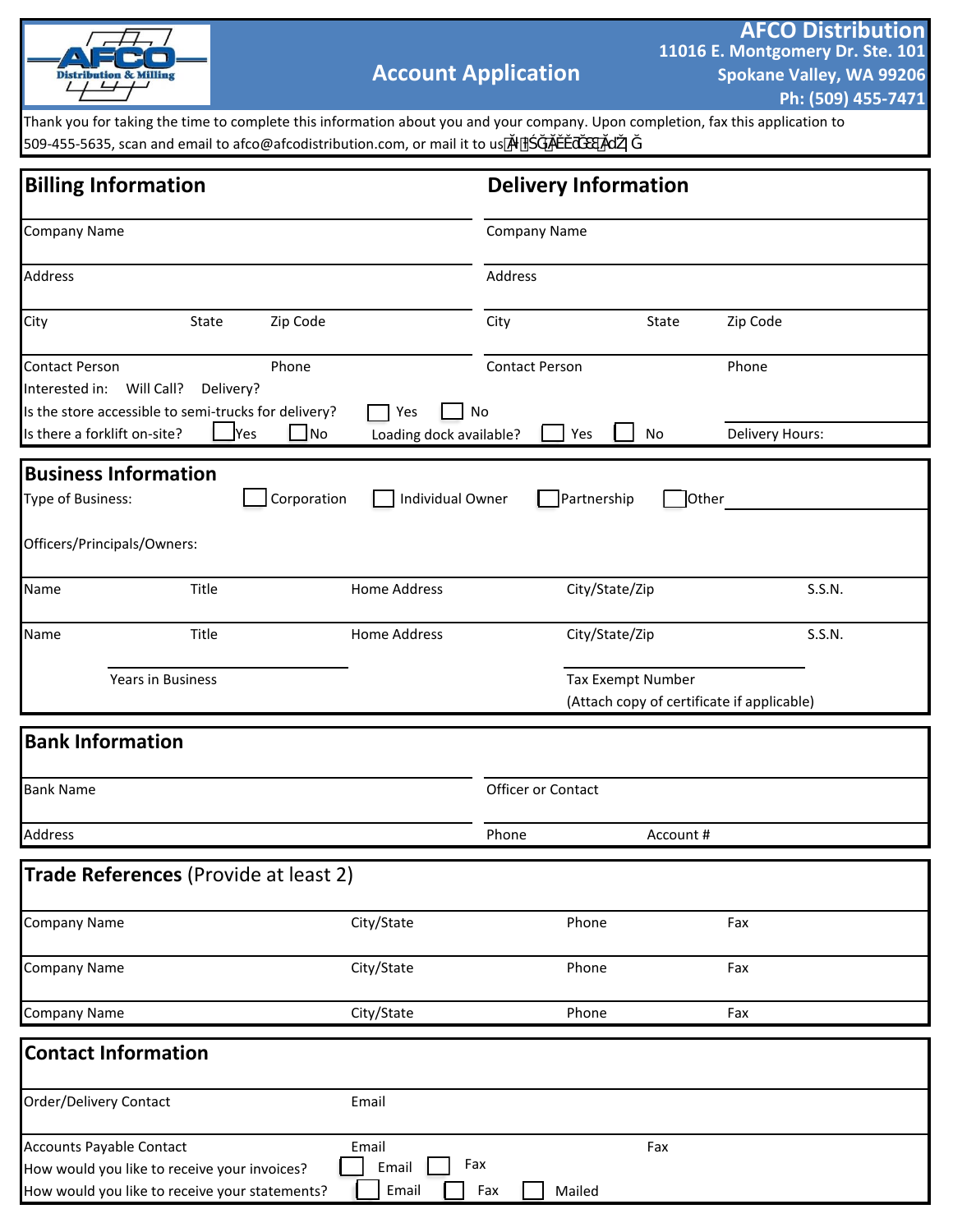**AFCO Distribution**
11016 E. Montgomery Dr. Ste. 101
Spokane Valley, WA 99206
Ph: (509) 455-7471

# Account Application

Thank you for taking the time to complete this information about you and your company. Upon completion, fax this application to 509-455-5635, scan and email to afco@afcodistribution.com, or mail it to us

## Billing Information

Company Name

Address

City | State | Zip Code

Contact Person | Phone

Interested in: Will Call? Delivery?

Is the store accessible to semi-trucks for delivery? ☐ Yes ☐ No

Is there a forklift on-site? ☐ Yes ☐ No

## Delivery Information

Company Name

Address

City | State | Zip Code

Contact Person | Phone

Loading dock available? ☐ Yes ☐ No

Delivery Hours:

## Business Information

Type of Business: ☐ Corporation ☐ Individual Owner ☐ Partnership ☐ Other ____________

Officers/Principals/Owners:

| Name | Title | Home Address | City/State/Zip | S.S.N. |
|---|---|---|---|---|
| Name | Title | Home Address | City/State/Zip | S.S.N. |

Years in Business ____________

Tax Exempt Number ____________
(Attach copy of certificate if applicable)

## Bank Information

Bank Name | Officer or Contact

Address | Phone | Account #

## Trade References (Provide at least 2)

| Company Name | City/State | Phone | Fax |
|---|---|---|---|
| Company Name | City/State | Phone | Fax |
| Company Name | City/State | Phone | Fax |

## Contact Information

Order/Delivery Contact | Email

Accounts Payable Contact | Email | Fax

How would you like to receive your invoices? ☐ Email ☐ Fax

How would you like to receive your statements? ☐ Email ☐ Fax ☐ Mailed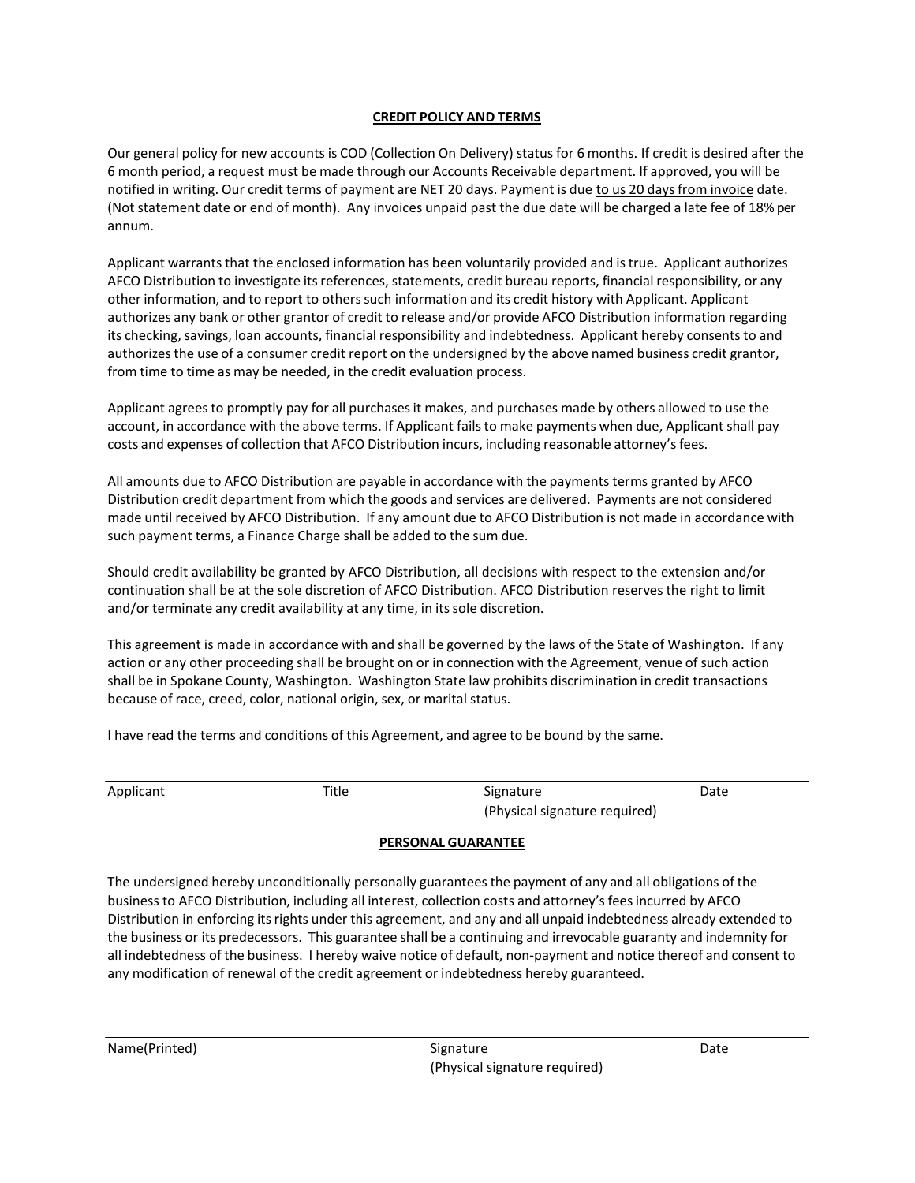## CREDIT POLICY AND TERMS

Our general policy for new accounts is COD (Collection On Delivery) status for 6 months. If credit is desired after the 6 month period, a request must be made through our Accounts Receivable department. If approved, you will be notified in writing. Our credit terms of payment are NET 20 days. Payment is due <u>to us 20 days from invoice</u> date. (Not statement date or end of month). Any invoices unpaid past the due date will be charged a late fee of 18% per annum.

Applicant warrants that the enclosed information has been voluntarily provided and is true. Applicant authorizes AFCO Distribution to investigate its references, statements, credit bureau reports, financial responsibility, or any other information, and to report to others such information and its credit history with Applicant. Applicant authorizes any bank or other grantor of credit to release and/or provide AFCO Distribution information regarding its checking, savings, loan accounts, financial responsibility and indebtedness. Applicant hereby consents to and authorizes the use of a consumer credit report on the undersigned by the above named business credit grantor, from time to time as may be needed, in the credit evaluation process.

Applicant agrees to promptly pay for all purchases it makes, and purchases made by others allowed to use the account, in accordance with the above terms. If Applicant fails to make payments when due, Applicant shall pay costs and expenses of collection that AFCO Distribution incurs, including reasonable attorney's fees.

All amounts due to AFCO Distribution are payable in accordance with the payments terms granted by AFCO Distribution credit department from which the goods and services are delivered. Payments are not considered made until received by AFCO Distribution. If any amount due to AFCO Distribution is not made in accordance with such payment terms, a Finance Charge shall be added to the sum due.

Should credit availability be granted by AFCO Distribution, all decisions with respect to the extension and/or continuation shall be at the sole discretion of AFCO Distribution. AFCO Distribution reserves the right to limit and/or terminate any credit availability at any time, in its sole discretion.

This agreement is made in accordance with and shall be governed by the laws of the State of Washington. If any action or any other proceeding shall be brought on or in connection with the Agreement, venue of such action shall be in Spokane County, Washington. Washington State law prohibits discrimination in credit transactions because of race, creed, color, national origin, sex, or marital status.

I have read the terms and conditions of this Agreement, and agree to be bound by the same.

| Applicant | Title | Signature (Physical signature required) | Date |
|---|---|---|---|

## PERSONAL GUARANTEE

The undersigned hereby unconditionally personally guarantees the payment of any and all obligations of the business to AFCO Distribution, including all interest, collection costs and attorney's fees incurred by AFCO Distribution in enforcing its rights under this agreement, and any and all unpaid indebtedness already extended to the business or its predecessors. This guarantee shall be a continuing and irrevocable guaranty and indemnity for all indebtedness of the business. I hereby waive notice of default, non-payment and notice thereof and consent to any modification of renewal of the credit agreement or indebtedness hereby guaranteed.

| Name(Printed) | Signature (Physical signature required) | Date |
|---|---|---|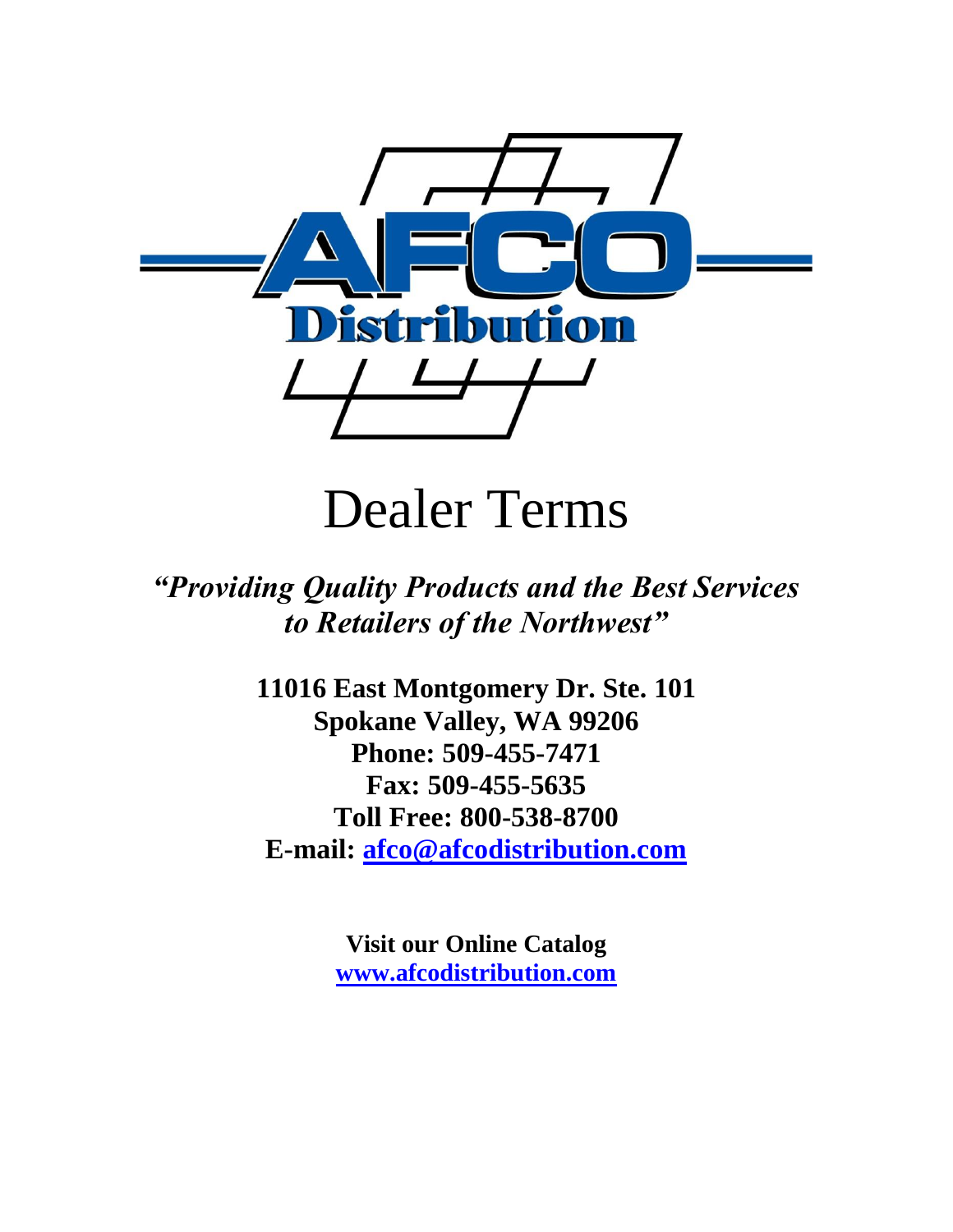# AFCO Distribution

# Dealer Terms

***"Providing Quality Products and the Best Services to Retailers of the Northwest"***

**11016 East Montgomery Dr. Ste. 101**
**Spokane Valley, WA 99206**
**Phone: 509-455-7471**
**Fax: 509-455-5635**
**Toll Free: 800-538-8700**
**E-mail: [afco@afcodistribution.com](mailto:afco@afcodistribution.com)**

**Visit our Online Catalog**
**[www.afcodistribution.com](http://www.afcodistribution.com)**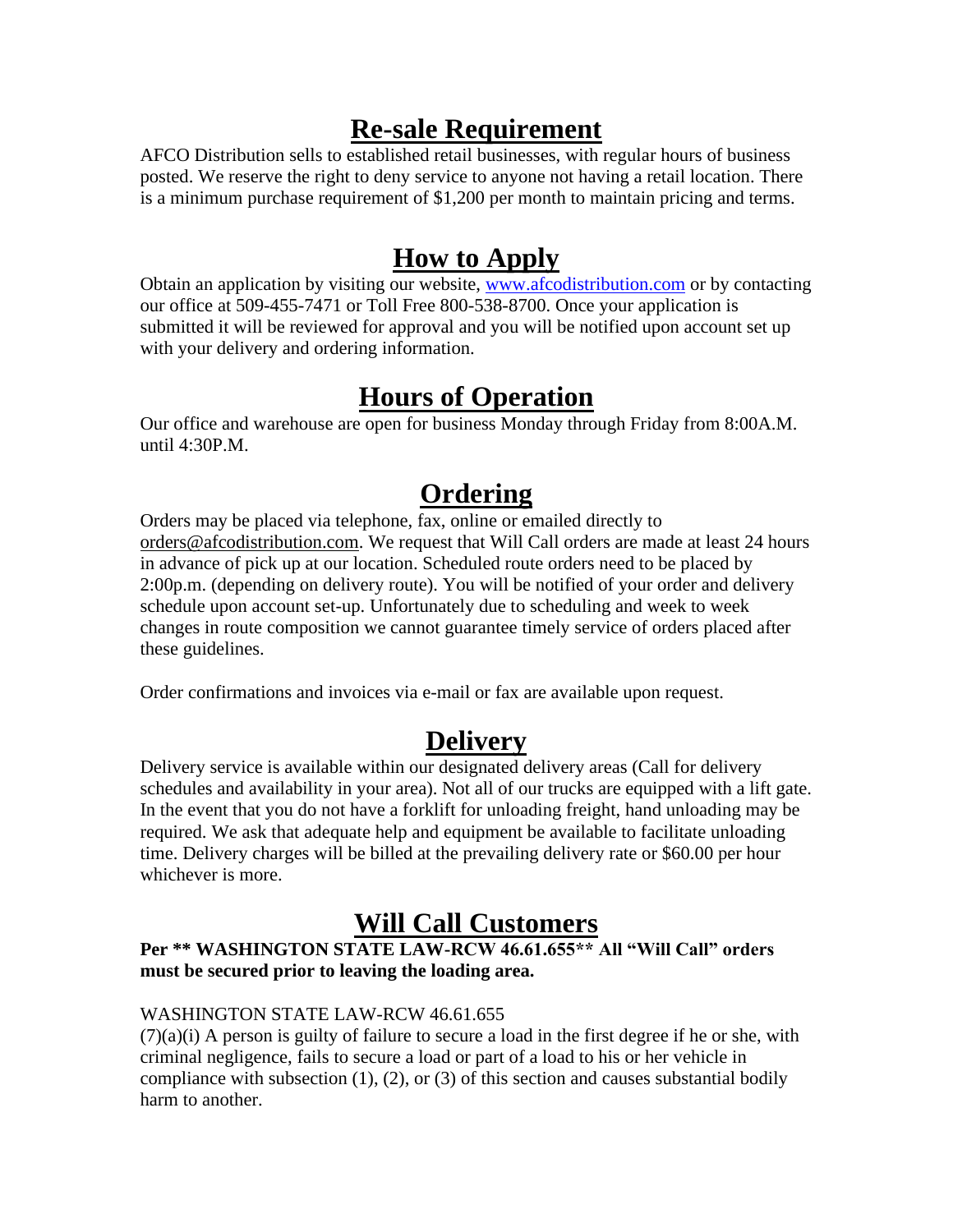## Re-sale Requirement

AFCO Distribution sells to established retail businesses, with regular hours of business posted. We reserve the right to deny service to anyone not having a retail location. There is a minimum purchase requirement of $1,200 per month to maintain pricing and terms.

## How to Apply

Obtain an application by visiting our website, [www.afcodistribution.com](http://www.afcodistribution.com) or by contacting our office at 509-455-7471 or Toll Free 800-538-8700. Once your application is submitted it will be reviewed for approval and you will be notified upon account set up with your delivery and ordering information.

## Hours of Operation

Our office and warehouse are open for business Monday through Friday from 8:00A.M. until 4:30P.M.

## Ordering

Orders may be placed via telephone, fax, online or emailed directly to orders@afcodistribution.com. We request that Will Call orders are made at least 24 hours in advance of pick up at our location. Scheduled route orders need to be placed by 2:00p.m. (depending on delivery route). You will be notified of your order and delivery schedule upon account set-up. Unfortunately due to scheduling and week to week changes in route composition we cannot guarantee timely service of orders placed after these guidelines.

Order confirmations and invoices via e-mail or fax are available upon request.

## Delivery

Delivery service is available within our designated delivery areas (Call for delivery schedules and availability in your area). Not all of our trucks are equipped with a lift gate. In the event that you do not have a forklift for unloading freight, hand unloading may be required. We ask that adequate help and equipment be available to facilitate unloading time. Delivery charges will be billed at the prevailing delivery rate or $60.00 per hour whichever is more.

## Will Call Customers

**Per ** WASHINGTON STATE LAW-RCW 46.61.655** All "Will Call" orders must be secured prior to leaving the loading area.**

WASHINGTON STATE LAW-RCW 46.61.655

(7)(a)(i) A person is guilty of failure to secure a load in the first degree if he or she, with criminal negligence, fails to secure a load or part of a load to his or her vehicle in compliance with subsection (1), (2), or (3) of this section and causes substantial bodily harm to another.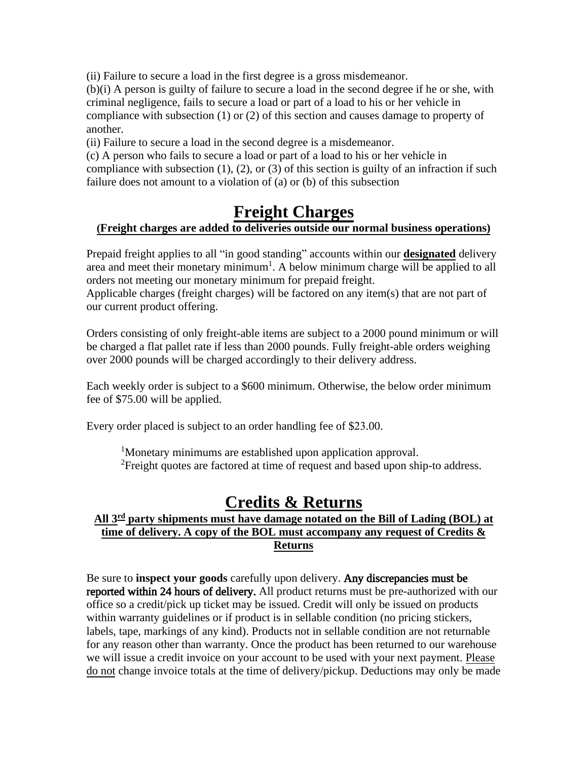(ii) Failure to secure a load in the first degree is a gross misdemeanor.

(b)(i) A person is guilty of failure to secure a load in the second degree if he or she, with criminal negligence, fails to secure a load or part of a load to his or her vehicle in compliance with subsection (1) or (2) of this section and causes damage to property of another.

(ii) Failure to secure a load in the second degree is a misdemeanor.

(c) A person who fails to secure a load or part of a load to his or her vehicle in compliance with subsection (1), (2), or (3) of this section is guilty of an infraction if such failure does not amount to a violation of (a) or (b) of this subsection

# Freight Charges

**(Freight charges are added to deliveries outside our normal business operations)**

Prepaid freight applies to all "in good standing" accounts within our **designated** delivery area and meet their monetary minimum[1]. A below minimum charge will be applied to all orders not meeting our monetary minimum for prepaid freight.

Applicable charges (freight charges) will be factored on any item(s) that are not part of our current product offering.

Orders consisting of only freight-able items are subject to a 2000 pound minimum or will be charged a flat pallet rate if less than 2000 pounds. Fully freight-able orders weighing over 2000 pounds will be charged accordingly to their delivery address.

Each weekly order is subject to a $600 minimum. Otherwise, the below order minimum fee of $75.00 will be applied.

Every order placed is subject to an order handling fee of $23.00.

[1]Monetary minimums are established upon application approval.

[2]Freight quotes are factored at time of request and based upon ship-to address.

# Credits & Returns

**All 3rd party shipments must have damage notated on the Bill of Lading (BOL) at time of delivery. A copy of the BOL must accompany any request of Credits & Returns**

Be sure to **inspect your goods** carefully upon delivery. **Any discrepancies must be reported within 24 hours of delivery.** All product returns must be pre-authorized with our office so a credit/pick up ticket may be issued. Credit will only be issued on products within warranty guidelines or if product is in sellable condition (no pricing stickers, labels, tape, markings of any kind). Products not in sellable condition are not returnable for any reason other than warranty. Once the product has been returned to our warehouse we will issue a credit invoice on your account to be used with your next payment. Please do not change invoice totals at the time of delivery/pickup. Deductions may only be made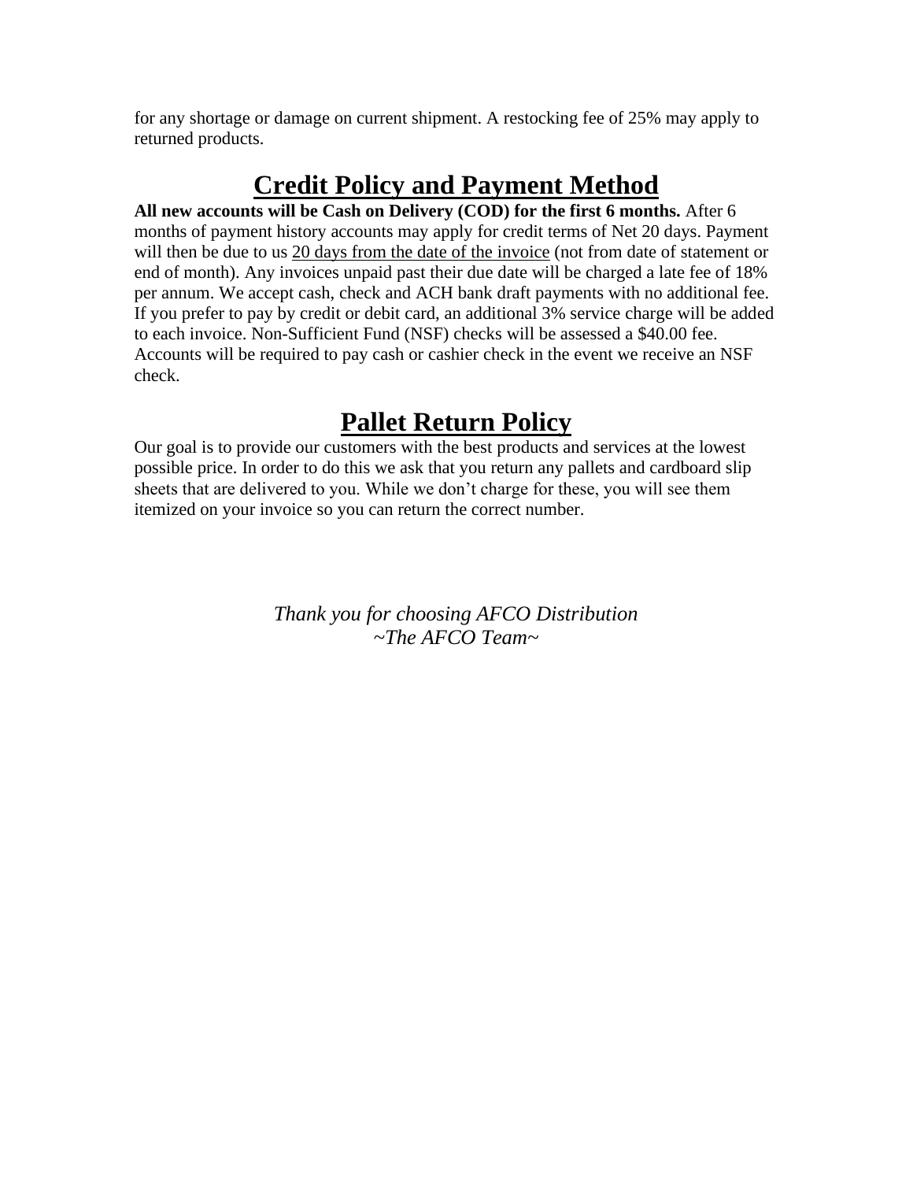for any shortage or damage on current shipment. A restocking fee of 25% may apply to returned products.

## Credit Policy and Payment Method

**All new accounts will be Cash on Delivery (COD) for the first 6 months.** After 6 months of payment history accounts may apply for credit terms of Net 20 days. Payment will then be due to us <u>20 days from the date of the invoice</u> (not from date of statement or end of month). Any invoices unpaid past their due date will be charged a late fee of 18% per annum. We accept cash, check and ACH bank draft payments with no additional fee. If you prefer to pay by credit or debit card, an additional 3% service charge will be added to each invoice. Non-Sufficient Fund (NSF) checks will be assessed a $40.00 fee. Accounts will be required to pay cash or cashier check in the event we receive an NSF check.

## Pallet Return Policy

Our goal is to provide our customers with the best products and services at the lowest possible price. In order to do this we ask that you return any pallets and cardboard slip sheets that are delivered to you. While we don't charge for these, you will see them itemized on your invoice so you can return the correct number.

*Thank you for choosing AFCO Distribution*
*~The AFCO Team~*